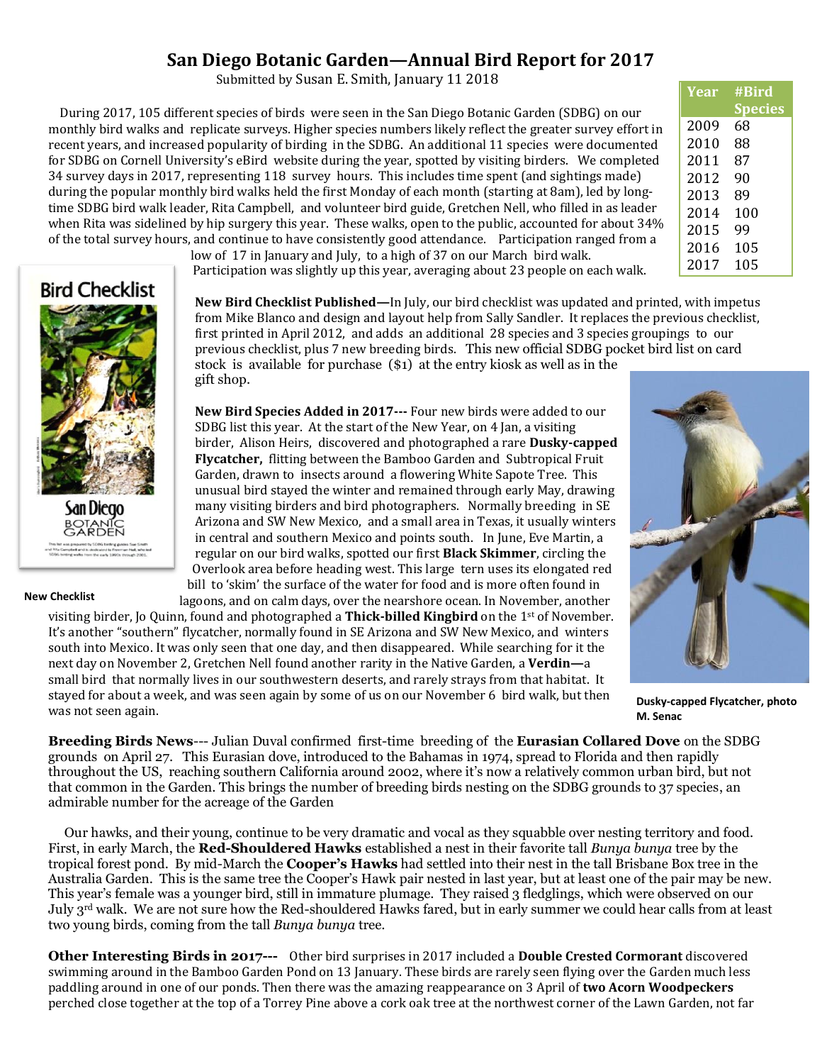# San Diego Botanic Garden—Annual Bird Report for 2017

Submitted by Susan E. Smith, January 11 2018

| Year | #Bird Species |
|---|---|
| 2009 | 68 |
| 2010 | 88 |
| 2011 | 87 |
| 2012 | 90 |
| 2013 | 89 |
| 2014 | 100 |
| 2015 | 99 |
| 2016 | 105 |
| 2017 | 105 |

During 2017, 105 different species of birds were seen in the San Diego Botanic Garden (SDBG) on our monthly bird walks and replicate surveys. Higher species numbers likely reflect the greater survey effort in recent years, and increased popularity of birding in the SDBG. An additional 11 species were documented for SDBG on Cornell University's eBird website during the year, spotted by visiting birders. We completed 34 survey days in 2017, representing 118 survey hours. This includes time spent (and sightings made) during the popular monthly bird walks held the first Monday of each month (starting at 8am), led by long-time SDBG bird walk leader, Rita Campbell, and volunteer bird guide, Gretchen Nell, who filled in as leader when Rita was sidelined by hip surgery this year. These walks, open to the public, accounted for about 34% of the total survey hours, and continue to have consistently good attendance. Participation ranged from a low of 17 in January and July, to a high of 37 on our March bird walk. Participation was slightly up this year, averaging about 23 people on each walk.

**New Bird Checklist Published—**In July, our bird checklist was updated and printed, with impetus from Mike Blanco and design and layout help from Sally Sandler. It replaces the previous checklist, first printed in April 2012, and adds an additional 28 species and 3 species groupings to our previous checklist, plus 7 new breeding birds. This new official SDBG pocket bird list on card stock is available for purchase ($1) at the entry kiosk as well as in the gift shop.

**New Checklist**

**New Bird Species Added in 2017---** Four new birds were added to our SDBG list this year. At the start of the New Year, on 4 Jan, a visiting birder, Alison Heirs, discovered and photographed a rare **Dusky-capped Flycatcher,** flitting between the Bamboo Garden and Subtropical Fruit Garden, drawn to insects around a flowering White Sapote Tree. This unusual bird stayed the winter and remained through early May, drawing many visiting birders and bird photographers. Normally breeding in SE Arizona and SW New Mexico, and a small area in Texas, it usually winters in central and southern Mexico and points south. In June, Eve Martin, a regular on our bird walks, spotted our first **Black Skimmer**, circling the Overlook area before heading west. This large tern uses its elongated red bill to 'skim' the surface of the water for food and is more often found in lagoons, and on calm days, over the nearshore ocean. In November, another visiting birder, Jo Quinn, found and photographed a **Thick-billed Kingbird** on the 1st of November. It's another "southern" flycatcher, normally found in SE Arizona and SW New Mexico, and winters south into Mexico. It was only seen that one day, and then disappeared. While searching for it the next day on November 2, Gretchen Nell found another rarity in the Native Garden, a **Verdin—**a small bird that normally lives in our southwestern deserts, and rarely strays from that habitat. It stayed for about a week, and was seen again by some of us on our November 6 bird walk, but then was not seen again.

**Dusky-capped Flycatcher, photo M. Senac**

**Breeding Birds News**--- Julian Duval confirmed first-time breeding of the **Eurasian Collared Dove** on the SDBG grounds on April 27. This Eurasian dove, introduced to the Bahamas in 1974, spread to Florida and then rapidly throughout the US, reaching southern California around 2002, where it's now a relatively common urban bird, but not that common in the Garden. This brings the number of breeding birds nesting on the SDBG grounds to 37 species, an admirable number for the acreage of the Garden

Our hawks, and their young, continue to be very dramatic and vocal as they squabble over nesting territory and food. First, in early March, the **Red-Shouldered Hawks** established a nest in their favorite tall *Bunya bunya* tree by the tropical forest pond. By mid-March the **Cooper's Hawks** had settled into their nest in the tall Brisbane Box tree in the Australia Garden. This is the same tree the Cooper's Hawk pair nested in last year, but at least one of the pair may be new. This year's female was a younger bird, still in immature plumage. They raised 3 fledglings, which were observed on our July 3rd walk. We are not sure how the Red-shouldered Hawks fared, but in early summer we could hear calls from at least two young birds, coming from the tall *Bunya bunya* tree.

**Other Interesting Birds in 2017---** Other bird surprises in 2017 included a **Double Crested Cormorant** discovered swimming around in the Bamboo Garden Pond on 13 January. These birds are rarely seen flying over the Garden much less paddling around in one of our ponds. Then there was the amazing reappearance on 3 April of **two Acorn Woodpeckers** perched close together at the top of a Torrey Pine above a cork oak tree at the northwest corner of the Lawn Garden, not far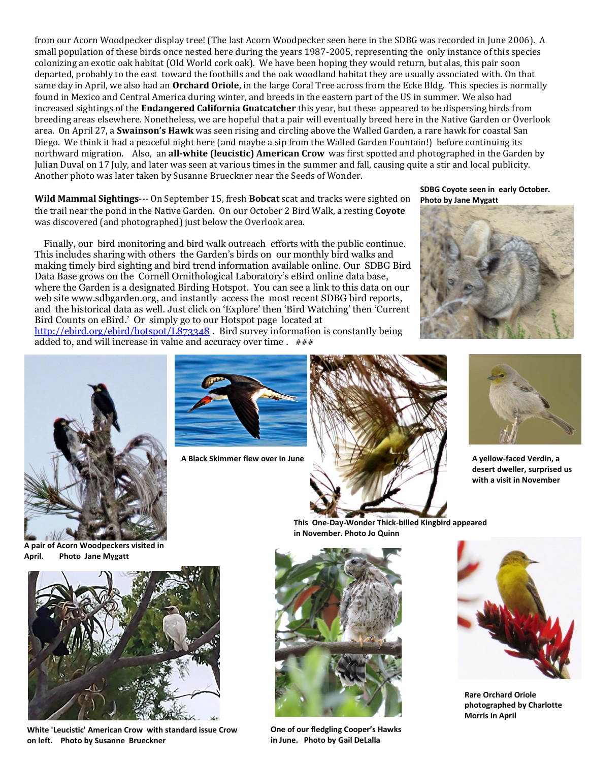from our Acorn Woodpecker display tree! (The last Acorn Woodpecker seen here in the SDBG was recorded in June 2006). A small population of these birds once nested here during the years 1987-2005, representing the only instance of this species colonizing an exotic oak habitat (Old World cork oak). We have been hoping they would return, but alas, this pair soon departed, probably to the east toward the foothills and the oak woodland habitat they are usually associated with. On that same day in April, we also had an **Orchard Oriole,** in the large Coral Tree across from the Ecke Bldg. This species is normally found in Mexico and Central America during winter, and breeds in the eastern part of the US in summer. We also had increased sightings of the **Endangered California Gnatcatcher** this year, but these appeared to be dispersing birds from breeding areas elsewhere. Nonetheless, we are hopeful that a pair will eventually breed here in the Native Garden or Overlook area. On April 27, a **Swainson's Hawk** was seen rising and circling above the Walled Garden, a rare hawk for coastal San Diego. We think it had a peaceful night here (and maybe a sip from the Walled Garden Fountain!) before continuing its northward migration. Also, an **all-white (leucistic) American Crow** was first spotted and photographed in the Garden by Julian Duval on 17 July, and later was seen at various times in the summer and fall, causing quite a stir and local publicity. Another photo was later taken by Susanne Brueckner near the Seeds of Wonder.

**Wild Mammal Sightings**--- On September 15, fresh **Bobcat** scat and tracks were sighted on the trail near the pond in the Native Garden. On our October 2 Bird Walk, a resting **Coyote** was discovered (and photographed) just below the Overlook area.

Finally, our bird monitoring and bird walk outreach efforts with the public continue. This includes sharing with others the Garden's birds on our monthly bird walks and making timely bird sighting and bird trend information available online. Our SDBG Bird Data Base grows on the Cornell Ornithological Laboratory's eBird online data base, where the Garden is a designated Birding Hotspot. You can see a link to this data on our web site www.sdbgarden.org, and instantly access the most recent SDBG bird reports, and the historical data as well. Just click on 'Explore' then 'Bird Watching' then 'Current Bird Counts on eBird.' Or simply go to our Hotspot page located at http://ebird.org/ebird/hotspot/L873348 . Bird survey information is constantly being added to, and will increase in value and accuracy over time . ###

**SDBG Coyote seen in early October. Photo by Jane Mygatt**

**A pair of Acorn Woodpeckers visited in April. Photo Jane Mygatt**

**A Black Skimmer flew over in June**

**This One-Day-Wonder Thick-billed Kingbird appeared in November. Photo Jo Quinn**

**A yellow-faced Verdin, a desert dweller, surprised us with a visit in November**

**White 'Leucistic' American Crow with standard issue Crow on left. Photo by Susanne Brueckner**

**One of our fledgling Cooper's Hawks in June. Photo by Gail DeLalla**

**Rare Orchard Oriole photographed by Charlotte Morris in April**